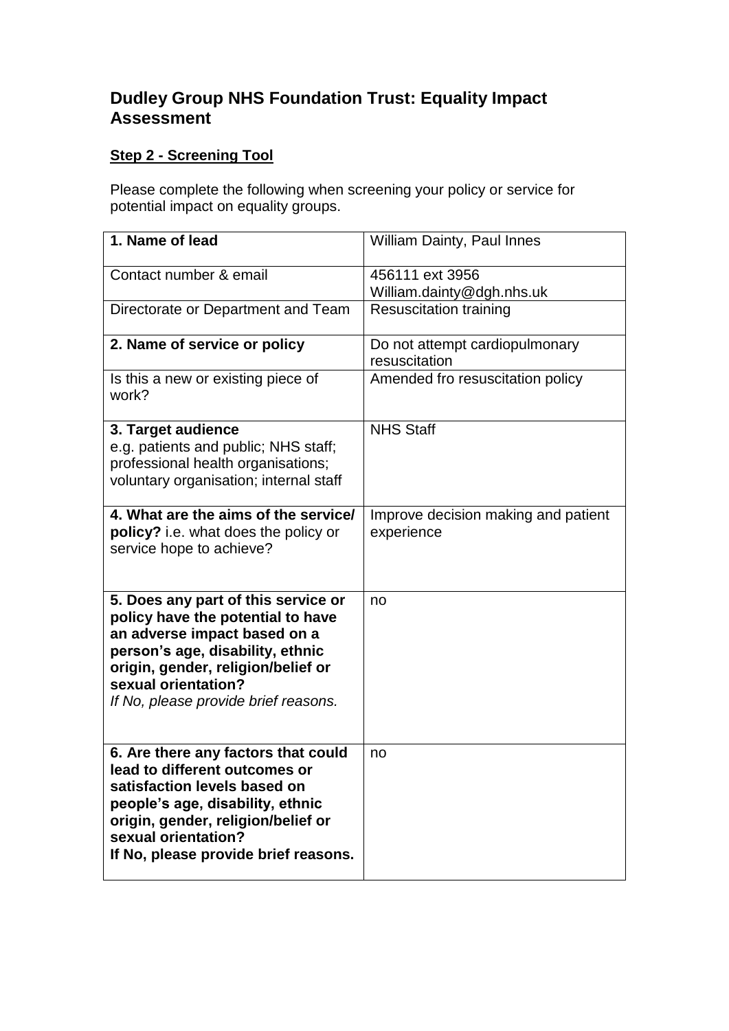# Dudley Group NHS Foundation Trust: Equality Impact Assessment

## Step 2 - Screening Tool

Please complete the following when screening your policy or service for potential impact on equality groups.

| **1. Name of lead** | William Dainty, Paul Innes |
|---|---|
| Contact number & email | 456111 ext 3956<br>William.dainty@dgh.nhs.uk |
| Directorate or Department and Team | Resuscitation training |
| **2. Name of service or policy** | Do not attempt cardiopulmonary resuscitation |
| Is this a new or existing piece of work? | Amended fro resuscitation policy |
| **3. Target audience**<br>e.g. patients and public; NHS staff; professional health organisations; voluntary organisation; internal staff | NHS Staff |
| **4. What are the aims of the service/ policy?** i.e. what does the policy or service hope to achieve? | Improve decision making and patient experience |
| **5. Does any part of this service or policy have the potential to have an adverse impact based on a person's age, disability, ethnic origin, gender, religion/belief or sexual orientation?**<br>*If No, please provide brief reasons.* | no |
| **6. Are there any factors that could lead to different outcomes or satisfaction levels based on people's age, disability, ethnic origin, gender, religion/belief or sexual orientation?**<br>**If No, please provide brief reasons.** | no |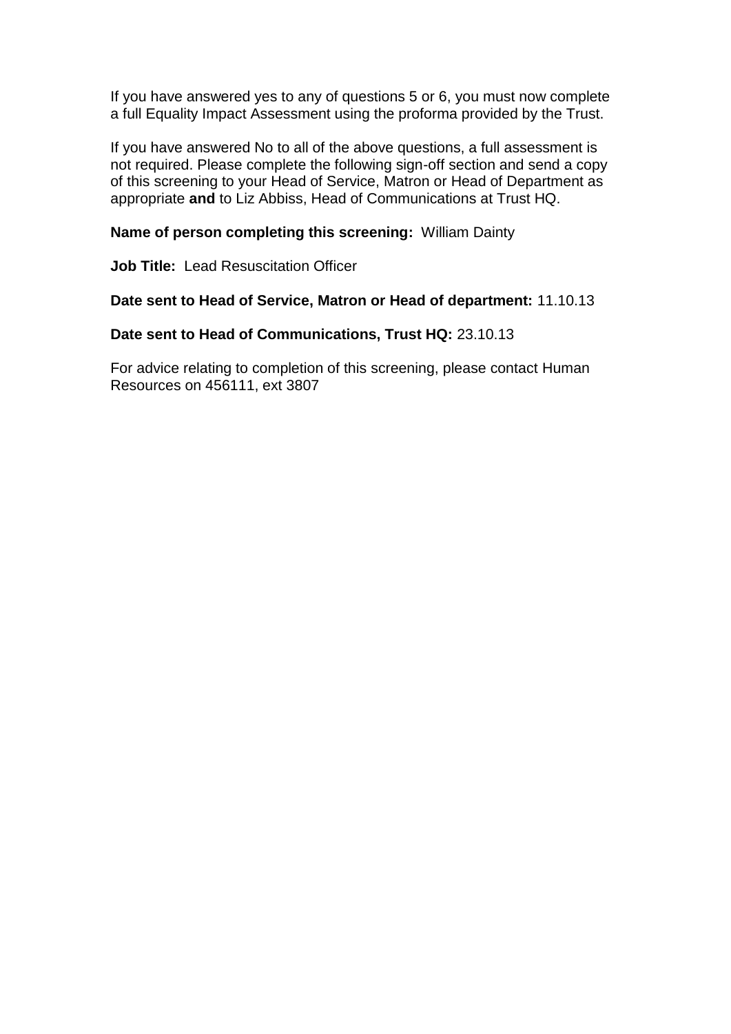If you have answered yes to any of questions 5 or 6, you must now complete a full Equality Impact Assessment using the proforma provided by the Trust.

If you have answered No to all of the above questions, a full assessment is not required. Please complete the following sign-off section and send a copy of this screening to your Head of Service, Matron or Head of Department as appropriate **and** to Liz Abbiss, Head of Communications at Trust HQ.

**Name of person completing this screening:** William Dainty

**Job Title:** Lead Resuscitation Officer

**Date sent to Head of Service, Matron or Head of department:** 11.10.13

**Date sent to Head of Communications, Trust HQ:** 23.10.13

For advice relating to completion of this screening, please contact Human Resources on 456111, ext 3807